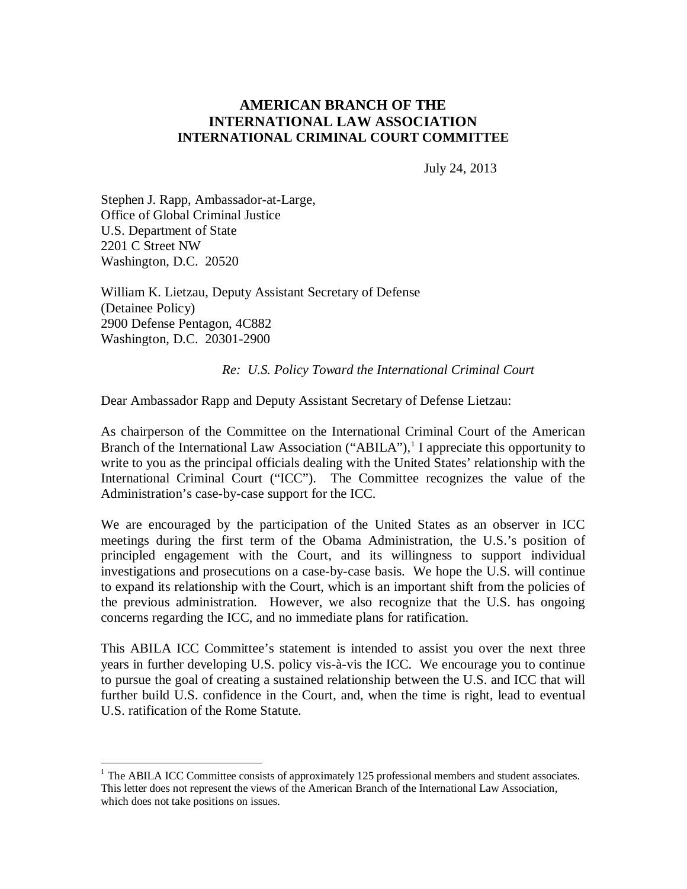**AMERICAN BRANCH OF THE**
**INTERNATIONAL LAW ASSOCIATION**
**INTERNATIONAL CRIMINAL COURT COMMITTEE**

July 24, 2013

Stephen J. Rapp, Ambassador-at-Large,
Office of Global Criminal Justice
U.S. Department of State
2201 C Street NW
Washington, D.C. 20520

William K. Lietzau, Deputy Assistant Secretary of Defense
(Detainee Policy)
2900 Defense Pentagon, 4C882
Washington, D.C. 20301-2900

*Re: U.S. Policy Toward the International Criminal Court*

Dear Ambassador Rapp and Deputy Assistant Secretary of Defense Lietzau:

As chairperson of the Committee on the International Criminal Court of the American Branch of the International Law Association ("ABILA"),[1] I appreciate this opportunity to write to you as the principal officials dealing with the United States' relationship with the International Criminal Court ("ICC"). The Committee recognizes the value of the Administration's case-by-case support for the ICC.

We are encouraged by the participation of the United States as an observer in ICC meetings during the first term of the Obama Administration, the U.S.'s position of principled engagement with the Court, and its willingness to support individual investigations and prosecutions on a case-by-case basis. We hope the U.S. will continue to expand its relationship with the Court, which is an important shift from the policies of the previous administration. However, we also recognize that the U.S. has ongoing concerns regarding the ICC, and no immediate plans for ratification.

This ABILA ICC Committee's statement is intended to assist you over the next three years in further developing U.S. policy vis-à-vis the ICC. We encourage you to continue to pursue the goal of creating a sustained relationship between the U.S. and ICC that will further build U.S. confidence in the Court, and, when the time is right, lead to eventual U.S. ratification of the Rome Statute.

---

[1] The ABILA ICC Committee consists of approximately 125 professional members and student associates. This letter does not represent the views of the American Branch of the International Law Association, which does not take positions on issues.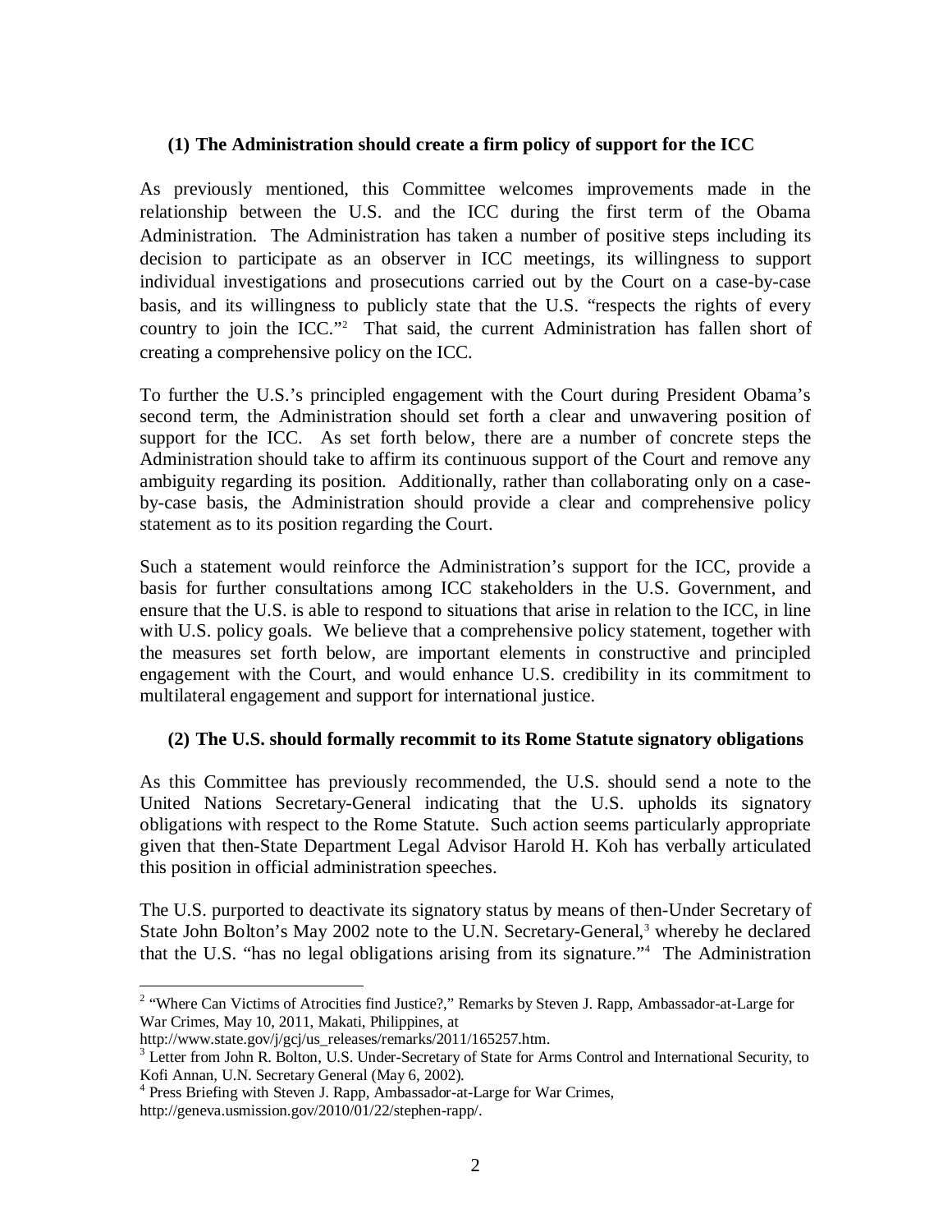### (1) The Administration should create a firm policy of support for the ICC

As previously mentioned, this Committee welcomes improvements made in the relationship between the U.S. and the ICC during the first term of the Obama Administration. The Administration has taken a number of positive steps including its decision to participate as an observer in ICC meetings, its willingness to support individual investigations and prosecutions carried out by the Court on a case-by-case basis, and its willingness to publicly state that the U.S. "respects the rights of every country to join the ICC."[2] That said, the current Administration has fallen short of creating a comprehensive policy on the ICC.

To further the U.S.'s principled engagement with the Court during President Obama's second term, the Administration should set forth a clear and unwavering position of support for the ICC. As set forth below, there are a number of concrete steps the Administration should take to affirm its continuous support of the Court and remove any ambiguity regarding its position. Additionally, rather than collaborating only on a case-by-case basis, the Administration should provide a clear and comprehensive policy statement as to its position regarding the Court.

Such a statement would reinforce the Administration's support for the ICC, provide a basis for further consultations among ICC stakeholders in the U.S. Government, and ensure that the U.S. is able to respond to situations that arise in relation to the ICC, in line with U.S. policy goals. We believe that a comprehensive policy statement, together with the measures set forth below, are important elements in constructive and principled engagement with the Court, and would enhance U.S. credibility in its commitment to multilateral engagement and support for international justice.

### (2) The U.S. should formally recommit to its Rome Statute signatory obligations

As this Committee has previously recommended, the U.S. should send a note to the United Nations Secretary-General indicating that the U.S. upholds its signatory obligations with respect to the Rome Statute. Such action seems particularly appropriate given that then-State Department Legal Advisor Harold H. Koh has verbally articulated this position in official administration speeches.

The U.S. purported to deactivate its signatory status by means of then-Under Secretary of State John Bolton's May 2002 note to the U.N. Secretary-General,[3] whereby he declared that the U.S. "has no legal obligations arising from its signature."[4] The Administration

---

[2] "Where Can Victims of Atrocities find Justice?," Remarks by Steven J. Rapp, Ambassador-at-Large for War Crimes, May 10, 2011, Makati, Philippines, at http://www.state.gov/j/gcj/us_releases/remarks/2011/165257.htm.

[3] Letter from John R. Bolton, U.S. Under-Secretary of State for Arms Control and International Security, to Kofi Annan, U.N. Secretary General (May 6, 2002).

[4] Press Briefing with Steven J. Rapp, Ambassador-at-Large for War Crimes, http://geneva.usmission.gov/2010/01/22/stephen-rapp/.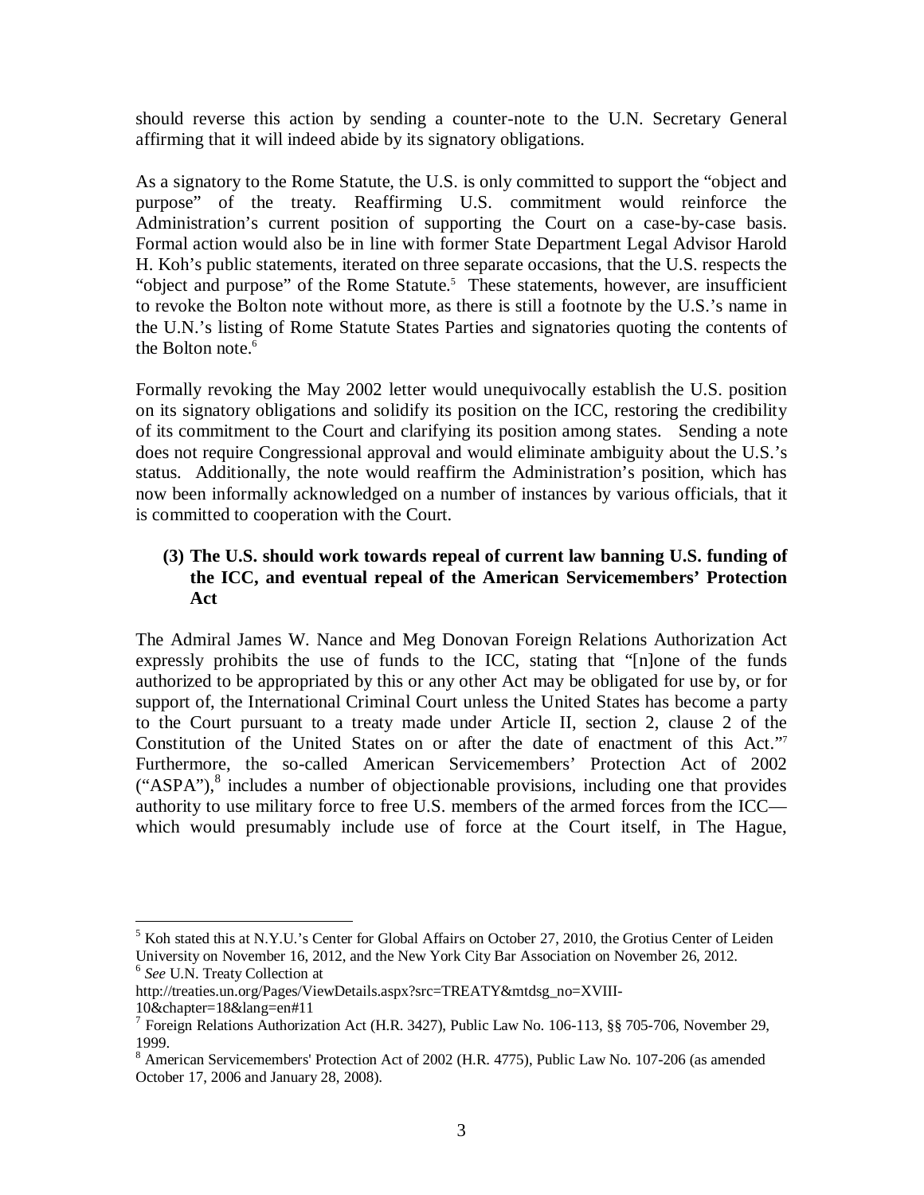should reverse this action by sending a counter-note to the U.N. Secretary General affirming that it will indeed abide by its signatory obligations.

As a signatory to the Rome Statute, the U.S. is only committed to support the "object and purpose" of the treaty. Reaffirming U.S. commitment would reinforce the Administration's current position of supporting the Court on a case-by-case basis. Formal action would also be in line with former State Department Legal Advisor Harold H. Koh's public statements, iterated on three separate occasions, that the U.S. respects the "object and purpose" of the Rome Statute.[5] These statements, however, are insufficient to revoke the Bolton note without more, as there is still a footnote by the U.S.'s name in the U.N.'s listing of Rome Statute States Parties and signatories quoting the contents of the Bolton note.[6]

Formally revoking the May 2002 letter would unequivocally establish the U.S. position on its signatory obligations and solidify its position on the ICC, restoring the credibility of its commitment to the Court and clarifying its position among states. Sending a note does not require Congressional approval and would eliminate ambiguity about the U.S.'s status. Additionally, the note would reaffirm the Administration's position, which has now been informally acknowledged on a number of instances by various officials, that it is committed to cooperation with the Court.

**(3) The U.S. should work towards repeal of current law banning U.S. funding of the ICC, and eventual repeal of the American Servicemembers' Protection Act**

The Admiral James W. Nance and Meg Donovan Foreign Relations Authorization Act expressly prohibits the use of funds to the ICC, stating that "[n]one of the funds authorized to be appropriated by this or any other Act may be obligated for use by, or for support of, the International Criminal Court unless the United States has become a party to the Court pursuant to a treaty made under Article II, section 2, clause 2 of the Constitution of the United States on or after the date of enactment of this Act."[7] Furthermore, the so-called American Servicemembers' Protection Act of 2002 ("ASPA"),[8] includes a number of objectionable provisions, including one that provides authority to use military force to free U.S. members of the armed forces from the ICC—which would presumably include use of force at the Court itself, in The Hague,

---

[5] Koh stated this at N.Y.U.'s Center for Global Affairs on October 27, 2010, the Grotius Center of Leiden University on November 16, 2012, and the New York City Bar Association on November 26, 2012.

[6] *See* U.N. Treaty Collection at http://treaties.un.org/Pages/ViewDetails.aspx?src=TREATY&mtdsg_no=XVIII-10&chapter=18&lang=en#11

[7] Foreign Relations Authorization Act (H.R. 3427), Public Law No. 106-113, §§ 705-706, November 29, 1999.

[8] American Servicemembers' Protection Act of 2002 (H.R. 4775), Public Law No. 107-206 (as amended October 17, 2006 and January 28, 2008).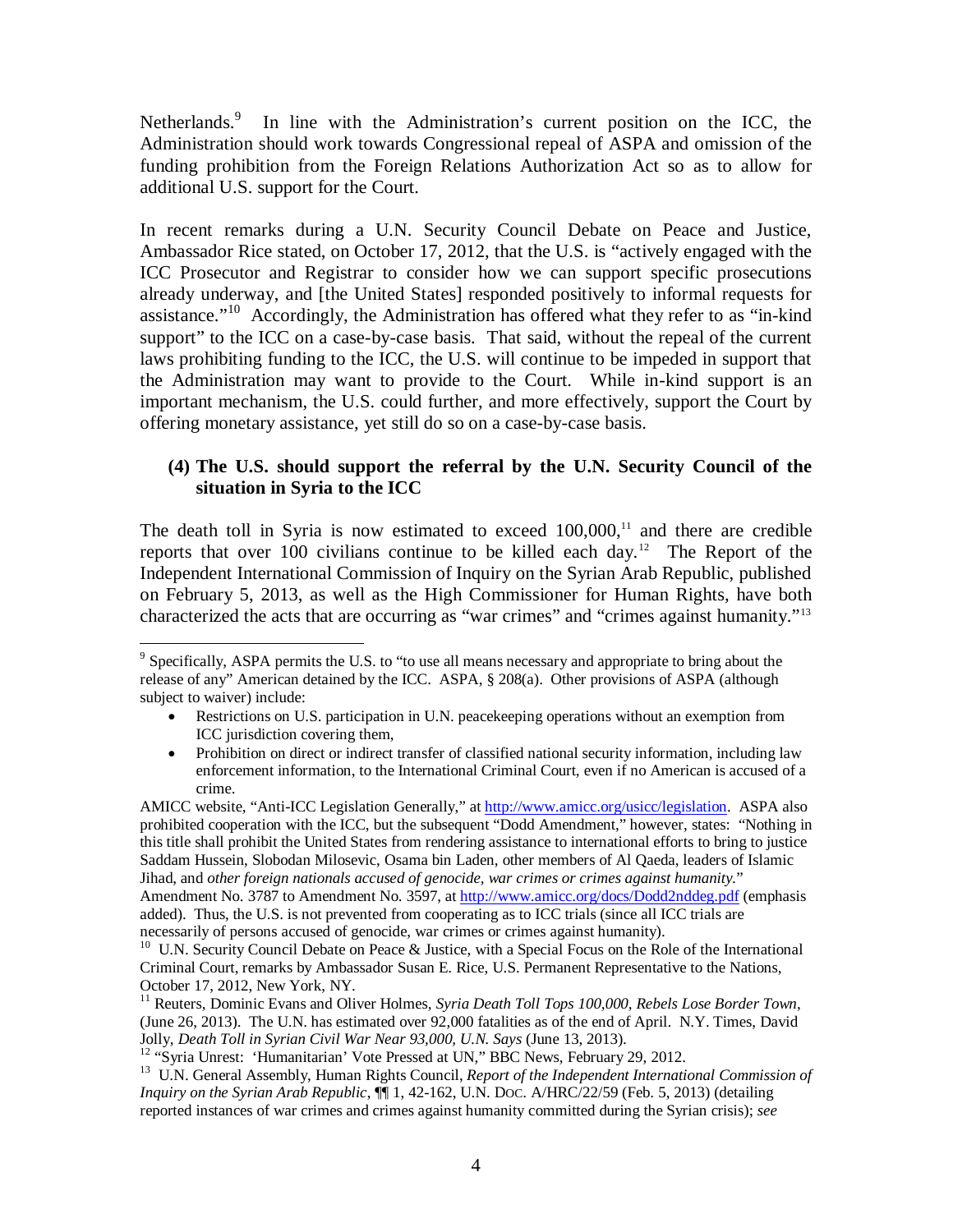Netherlands.[9] In line with the Administration's current position on the ICC, the Administration should work towards Congressional repeal of ASPA and omission of the funding prohibition from the Foreign Relations Authorization Act so as to allow for additional U.S. support for the Court.

In recent remarks during a U.N. Security Council Debate on Peace and Justice, Ambassador Rice stated, on October 17, 2012, that the U.S. is "actively engaged with the ICC Prosecutor and Registrar to consider how we can support specific prosecutions already underway, and [the United States] responded positively to informal requests for assistance."[10] Accordingly, the Administration has offered what they refer to as "in-kind support" to the ICC on a case-by-case basis. That said, without the repeal of the current laws prohibiting funding to the ICC, the U.S. will continue to be impeded in support that the Administration may want to provide to the Court. While in-kind support is an important mechanism, the U.S. could further, and more effectively, support the Court by offering monetary assistance, yet still do so on a case-by-case basis.

**(4) The U.S. should support the referral by the U.N. Security Council of the situation in Syria to the ICC**

The death toll in Syria is now estimated to exceed 100,000,[11] and there are credible reports that over 100 civilians continue to be killed each day.[12] The Report of the Independent International Commission of Inquiry on the Syrian Arab Republic, published on February 5, 2013, as well as the High Commissioner for Human Rights, have both characterized the acts that are occurring as "war crimes" and "crimes against humanity."[13]

---

[9] Specifically, ASPA permits the U.S. to "to use all means necessary and appropriate to bring about the release of any" American detained by the ICC. ASPA, § 208(a). Other provisions of ASPA (although subject to waiver) include:

- Restrictions on U.S. participation in U.N. peacekeeping operations without an exemption from ICC jurisdiction covering them,
- Prohibition on direct or indirect transfer of classified national security information, including law enforcement information, to the International Criminal Court, even if no American is accused of a crime.

AMICC website, "Anti-ICC Legislation Generally," at http://www.amicc.org/usicc/legislation. ASPA also prohibited cooperation with the ICC, but the subsequent "Dodd Amendment," however, states: "Nothing in this title shall prohibit the United States from rendering assistance to international efforts to bring to justice Saddam Hussein, Slobodan Milosevic, Osama bin Laden, other members of Al Qaeda, leaders of Islamic Jihad, and *other foreign nationals accused of genocide, war crimes or crimes against humanity*." Amendment No. 3787 to Amendment No. 3597, at http://www.amicc.org/docs/Dodd2nddeg.pdf (emphasis added). Thus, the U.S. is not prevented from cooperating as to ICC trials (since all ICC trials are necessarily of persons accused of genocide, war crimes or crimes against humanity).

[10] U.N. Security Council Debate on Peace & Justice, with a Special Focus on the Role of the International Criminal Court, remarks by Ambassador Susan E. Rice, U.S. Permanent Representative to the Nations, October 17, 2012, New York, NY.

[11] Reuters, Dominic Evans and Oliver Holmes, *Syria Death Toll Tops 100,000, Rebels Lose Border Town*, (June 26, 2013). The U.N. has estimated over 92,000 fatalities as of the end of April. N.Y. Times, David Jolly, *Death Toll in Syrian Civil War Near 93,000, U.N. Says* (June 13, 2013).

[12] "Syria Unrest: 'Humanitarian' Vote Pressed at UN," BBC News, February 29, 2012.

[13] U.N. General Assembly, Human Rights Council, *Report of the Independent International Commission of Inquiry on the Syrian Arab Republic*, ¶¶ 1, 42-162, U.N. DOC. A/HRC/22/59 (Feb. 5, 2013) (detailing reported instances of war crimes and crimes against humanity committed during the Syrian crisis); *see*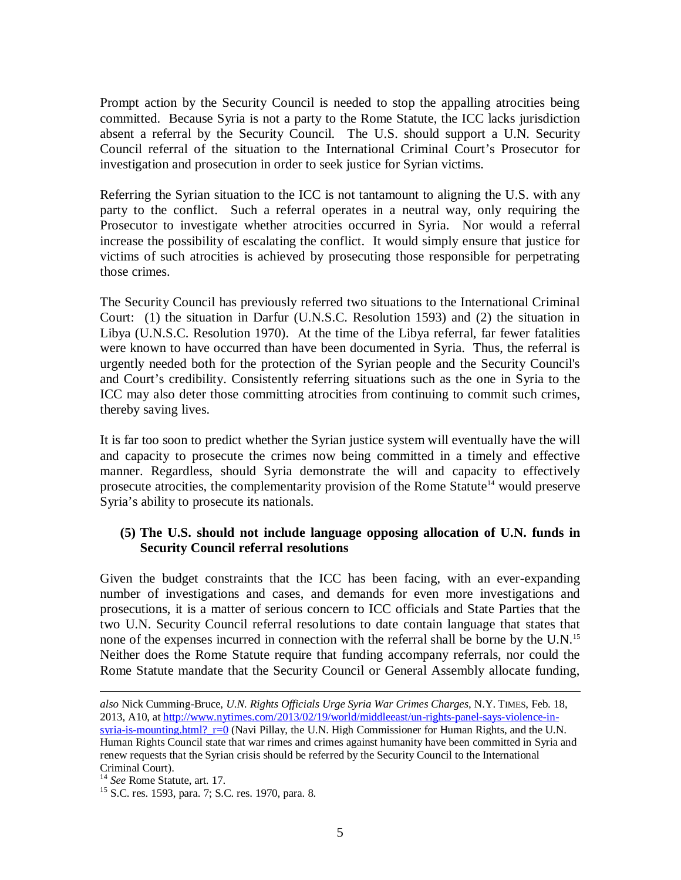Prompt action by the Security Council is needed to stop the appalling atrocities being committed. Because Syria is not a party to the Rome Statute, the ICC lacks jurisdiction absent a referral by the Security Council. The U.S. should support a U.N. Security Council referral of the situation to the International Criminal Court's Prosecutor for investigation and prosecution in order to seek justice for Syrian victims.

Referring the Syrian situation to the ICC is not tantamount to aligning the U.S. with any party to the conflict. Such a referral operates in a neutral way, only requiring the Prosecutor to investigate whether atrocities occurred in Syria. Nor would a referral increase the possibility of escalating the conflict. It would simply ensure that justice for victims of such atrocities is achieved by prosecuting those responsible for perpetrating those crimes.

The Security Council has previously referred two situations to the International Criminal Court: (1) the situation in Darfur (U.N.S.C. Resolution 1593) and (2) the situation in Libya (U.N.S.C. Resolution 1970). At the time of the Libya referral, far fewer fatalities were known to have occurred than have been documented in Syria. Thus, the referral is urgently needed both for the protection of the Syrian people and the Security Council's and Court's credibility. Consistently referring situations such as the one in Syria to the ICC may also deter those committing atrocities from continuing to commit such crimes, thereby saving lives.

It is far too soon to predict whether the Syrian justice system will eventually have the will and capacity to prosecute the crimes now being committed in a timely and effective manner. Regardless, should Syria demonstrate the will and capacity to effectively prosecute atrocities, the complementarity provision of the Rome Statute[14] would preserve Syria's ability to prosecute its nationals.

**(5) The U.S. should not include language opposing allocation of U.N. funds in Security Council referral resolutions**

Given the budget constraints that the ICC has been facing, with an ever-expanding number of investigations and cases, and demands for even more investigations and prosecutions, it is a matter of serious concern to ICC officials and State Parties that the two U.N. Security Council referral resolutions to date contain language that states that none of the expenses incurred in connection with the referral shall be borne by the U.N.[15] Neither does the Rome Statute require that funding accompany referrals, nor could the Rome Statute mandate that the Security Council or General Assembly allocate funding,

---

*also* Nick Cumming-Bruce, *U.N. Rights Officials Urge Syria War Crimes Charges*, N.Y. TIMES, Feb. 18, 2013, A10, at http://www.nytimes.com/2013/02/19/world/middleeast/un-rights-panel-says-violence-in-syria-is-mounting.html?_r=0 (Navi Pillay, the U.N. High Commissioner for Human Rights, and the U.N. Human Rights Council state that war rimes and crimes against humanity have been committed in Syria and renew requests that the Syrian crisis should be referred by the Security Council to the International Criminal Court).

[14] *See* Rome Statute, art. 17.

[15] S.C. res. 1593, para. 7; S.C. res. 1970, para. 8.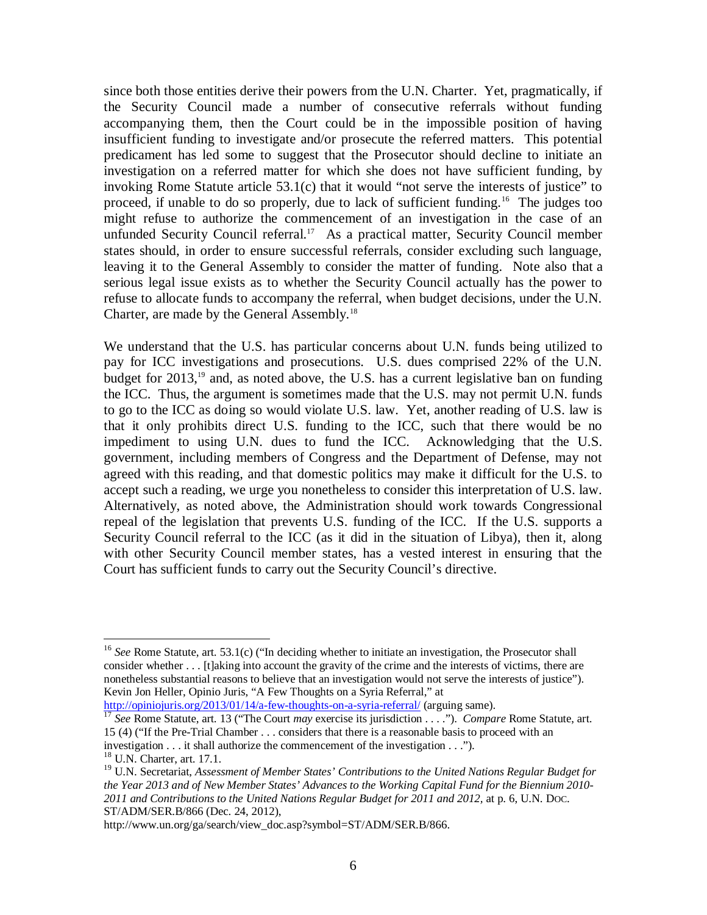since both those entities derive their powers from the U.N. Charter. Yet, pragmatically, if the Security Council made a number of consecutive referrals without funding accompanying them, then the Court could be in the impossible position of having insufficient funding to investigate and/or prosecute the referred matters. This potential predicament has led some to suggest that the Prosecutor should decline to initiate an investigation on a referred matter for which she does not have sufficient funding, by invoking Rome Statute article 53.1(c) that it would "not serve the interests of justice" to proceed, if unable to do so properly, due to lack of sufficient funding.[16] The judges too might refuse to authorize the commencement of an investigation in the case of an unfunded Security Council referral.[17] As a practical matter, Security Council member states should, in order to ensure successful referrals, consider excluding such language, leaving it to the General Assembly to consider the matter of funding. Note also that a serious legal issue exists as to whether the Security Council actually has the power to refuse to allocate funds to accompany the referral, when budget decisions, under the U.N. Charter, are made by the General Assembly.[18]

We understand that the U.S. has particular concerns about U.N. funds being utilized to pay for ICC investigations and prosecutions. U.S. dues comprised 22% of the U.N. budget for 2013,[19] and, as noted above, the U.S. has a current legislative ban on funding the ICC. Thus, the argument is sometimes made that the U.S. may not permit U.N. funds to go to the ICC as doing so would violate U.S. law. Yet, another reading of U.S. law is that it only prohibits direct U.S. funding to the ICC, such that there would be no impediment to using U.N. dues to fund the ICC. Acknowledging that the U.S. government, including members of Congress and the Department of Defense, may not agreed with this reading, and that domestic politics may make it difficult for the U.S. to accept such a reading, we urge you nonetheless to consider this interpretation of U.S. law. Alternatively, as noted above, the Administration should work towards Congressional repeal of the legislation that prevents U.S. funding of the ICC. If the U.S. supports a Security Council referral to the ICC (as it did in the situation of Libya), then it, along with other Security Council member states, has a vested interest in ensuring that the Court has sufficient funds to carry out the Security Council's directive.

---

[16] *See* Rome Statute, art. 53.1(c) ("In deciding whether to initiate an investigation, the Prosecutor shall consider whether . . . [t]aking into account the gravity of the crime and the interests of victims, there are nonetheless substantial reasons to believe that an investigation would not serve the interests of justice"). Kevin Jon Heller, Opinio Juris, "A Few Thoughts on a Syria Referral," at http://opiniojuris.org/2013/01/14/a-few-thoughts-on-a-syria-referral/ (arguing same).

[17] *See* Rome Statute, art. 13 ("The Court *may* exercise its jurisdiction . . . ."). *Compare* Rome Statute, art. 15 (4) ("If the Pre-Trial Chamber . . . considers that there is a reasonable basis to proceed with an investigation . . . it shall authorize the commencement of the investigation . . .").

[18] U.N. Charter, art. 17.1.

[19] U.N. Secretariat, *Assessment of Member States' Contributions to the United Nations Regular Budget for the Year 2013 and of New Member States' Advances to the Working Capital Fund for the Biennium 2010-2011 and Contributions to the United Nations Regular Budget for 2011 and 2012,* at p. 6, U.N. Doc. ST/ADM/SER.B/866 (Dec. 24, 2012), http://www.un.org/ga/search/view_doc.asp?symbol=ST/ADM/SER.B/866.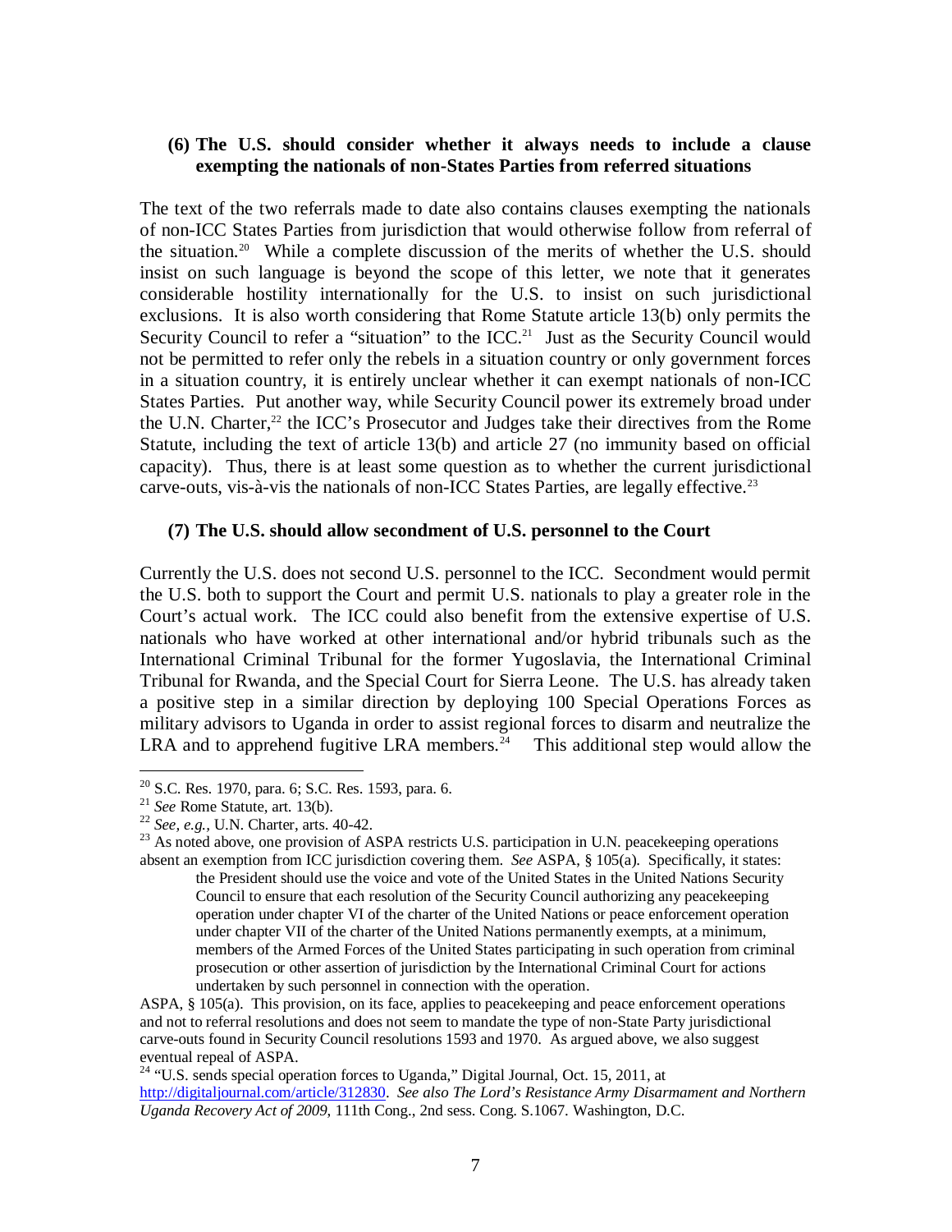**(6) The U.S. should consider whether it always needs to include a clause exempting the nationals of non-States Parties from referred situations**

The text of the two referrals made to date also contains clauses exempting the nationals of non-ICC States Parties from jurisdiction that would otherwise follow from referral of the situation.[20] While a complete discussion of the merits of whether the U.S. should insist on such language is beyond the scope of this letter, we note that it generates considerable hostility internationally for the U.S. to insist on such jurisdictional exclusions. It is also worth considering that Rome Statute article 13(b) only permits the Security Council to refer a "situation" to the ICC.[21] Just as the Security Council would not be permitted to refer only the rebels in a situation country or only government forces in a situation country, it is entirely unclear whether it can exempt nationals of non-ICC States Parties. Put another way, while Security Council power its extremely broad under the U.N. Charter,[22] the ICC's Prosecutor and Judges take their directives from the Rome Statute, including the text of article 13(b) and article 27 (no immunity based on official capacity). Thus, there is at least some question as to whether the current jurisdictional carve-outs, vis-à-vis the nationals of non-ICC States Parties, are legally effective.[23]

**(7) The U.S. should allow secondment of U.S. personnel to the Court**

Currently the U.S. does not second U.S. personnel to the ICC. Secondment would permit the U.S. both to support the Court and permit U.S. nationals to play a greater role in the Court's actual work. The ICC could also benefit from the extensive expertise of U.S. nationals who have worked at other international and/or hybrid tribunals such as the International Criminal Tribunal for the former Yugoslavia, the International Criminal Tribunal for Rwanda, and the Special Court for Sierra Leone. The U.S. has already taken a positive step in a similar direction by deploying 100 Special Operations Forces as military advisors to Uganda in order to assist regional forces to disarm and neutralize the LRA and to apprehend fugitive LRA members.[24] This additional step would allow the

---

[20] S.C. Res. 1970, para. 6; S.C. Res. 1593, para. 6.

[21] *See* Rome Statute, art. 13(b).

[22] *See, e.g.*, U.N. Charter, arts. 40-42.

[23] As noted above, one provision of ASPA restricts U.S. participation in U.N. peacekeeping operations absent an exemption from ICC jurisdiction covering them. *See* ASPA, § 105(a). Specifically, it states:

> the President should use the voice and vote of the United States in the United Nations Security Council to ensure that each resolution of the Security Council authorizing any peacekeeping operation under chapter VI of the charter of the United Nations or peace enforcement operation under chapter VII of the charter of the United Nations permanently exempts, at a minimum, members of the Armed Forces of the United States participating in such operation from criminal prosecution or other assertion of jurisdiction by the International Criminal Court for actions undertaken by such personnel in connection with the operation.

ASPA, § 105(a). This provision, on its face, applies to peacekeeping and peace enforcement operations and not to referral resolutions and does not seem to mandate the type of non-State Party jurisdictional carve-outs found in Security Council resolutions 1593 and 1970. As argued above, we also suggest eventual repeal of ASPA.

[24] "U.S. sends special operation forces to Uganda," Digital Journal, Oct. 15, 2011, at http://digitaljournal.com/article/312830. *See also The Lord's Resistance Army Disarmament and Northern Uganda Recovery Act of 2009*, 111th Cong., 2nd sess. Cong. S.1067. Washington, D.C.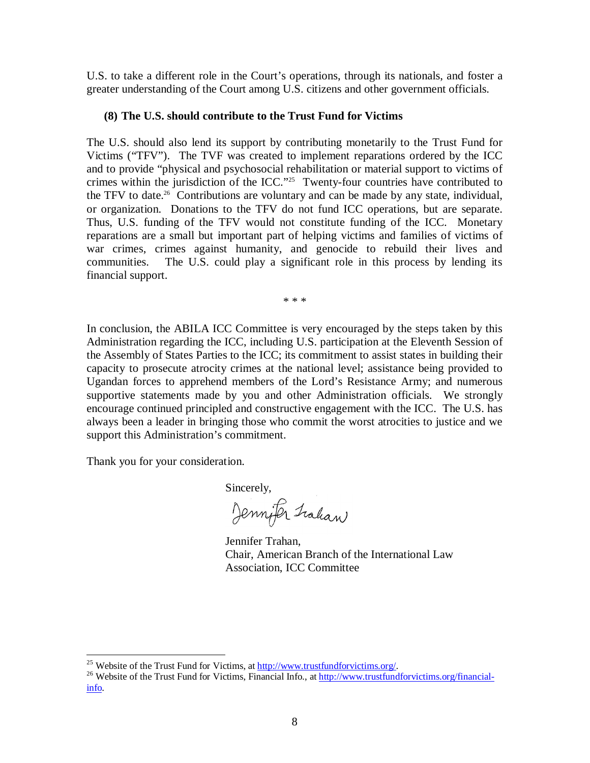U.S. to take a different role in the Court's operations, through its nationals, and foster a greater understanding of the Court among U.S. citizens and other government officials.

**(8) The U.S. should contribute to the Trust Fund for Victims**

The U.S. should also lend its support by contributing monetarily to the Trust Fund for Victims ("TFV"). The TVF was created to implement reparations ordered by the ICC and to provide "physical and psychosocial rehabilitation or material support to victims of crimes within the jurisdiction of the ICC."[25] Twenty-four countries have contributed to the TFV to date.[26] Contributions are voluntary and can be made by any state, individual, or organization. Donations to the TFV do not fund ICC operations, but are separate. Thus, U.S. funding of the TFV would not constitute funding of the ICC. Monetary reparations are a small but important part of helping victims and families of victims of war crimes, crimes against humanity, and genocide to rebuild their lives and communities. The U.S. could play a significant role in this process by lending its financial support.

\* \* \*

In conclusion, the ABILA ICC Committee is very encouraged by the steps taken by this Administration regarding the ICC, including U.S. participation at the Eleventh Session of the Assembly of States Parties to the ICC; its commitment to assist states in building their capacity to prosecute atrocity crimes at the national level; assistance being provided to Ugandan forces to apprehend members of the Lord's Resistance Army; and numerous supportive statements made by you and other Administration officials. We strongly encourage continued principled and constructive engagement with the ICC. The U.S. has always been a leader in bringing those who commit the worst atrocities to justice and we support this Administration's commitment.

Thank you for your consideration.

Sincerely,

Jennifer Trahan

Jennifer Trahan,
Chair, American Branch of the International Law Association, ICC Committee

---

[25] Website of the Trust Fund for Victims, at http://www.trustfundforvictims.org/.

[26] Website of the Trust Fund for Victims, Financial Info., at http://www.trustfundforvictims.org/financial-info.